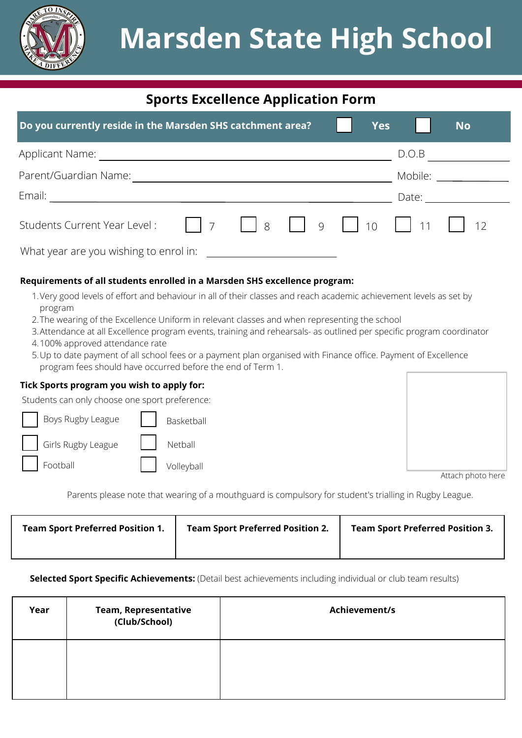# Marsden State High School

## Sports Excellence Application Form

**Do you currently reside in the Marsden SHS catchment area?** ☐ **Yes** ☐ **No**

Applicant Name: ______________________ D.O.B ____________

Parent/Guardian Name: ______________________ Mobile: ____________

Email: ______________________ Date: ____________

Students Current Year Level : ☐ 7 ☐ 8 ☐ 9 ☐ 10 ☐ 11 ☐ 12

What year are you wishing to enrol in: ____________

**Requirements of all students enrolled in a Marsden SHS excellence program:**

1. Very good levels of effort and behaviour in all of their classes and reach academic achievement levels as set by program
2. The wearing of the Excellence Uniform in relevant classes and when representing the school
3. Attendance at all Excellence program events, training and rehearsals- as outlined per specific program coordinator
4. 100% approved attendance rate
5. Up to date payment of all school fees or a payment plan organised with Finance office. Payment of Excellence program fees should have occurred before the end of Term 1.

**Tick Sports program you wish to apply for:**

Students can only choose one sport preference:

☐ Boys Rugby League ☐ Basketball

☐ Girls Rugby League ☐ Netball

☐ Football ☐ Volleyball

Attach photo here

Parents please note that wearing of a mouthguard is compulsory for student's trialling in Rugby League.

| Team Sport Preferred Position 1. | Team Sport Preferred Position 2. | Team Sport Preferred Position 3. |
|---|---|---|
| | | |

**Selected Sport Specific Achievements:** (Detail best achievements including individual or club team results)

| Year | Team, Representative (Club/School) | Achievement/s |
|---|---|---|
| | | |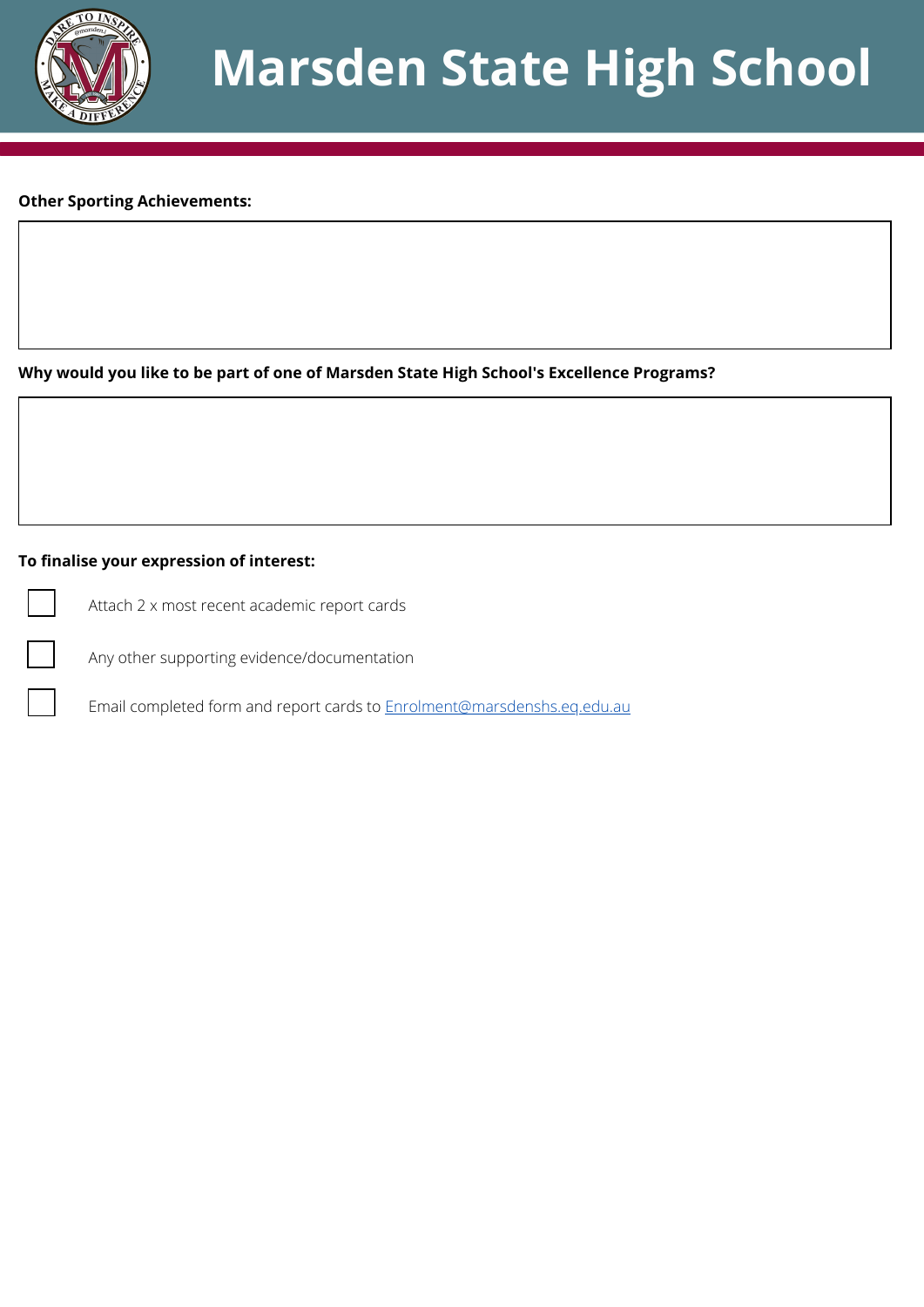# Marsden State High School

**Other Sporting Achievements:**

**Why would you like to be part of one of Marsden State High School's Excellence Programs?**

**To finalise your expression of interest:**

- [ ] Attach 2 x most recent academic report cards
- [ ] Any other supporting evidence/documentation
- [ ] Email completed form and report cards to Enrolment@marsdenshs.eq.edu.au